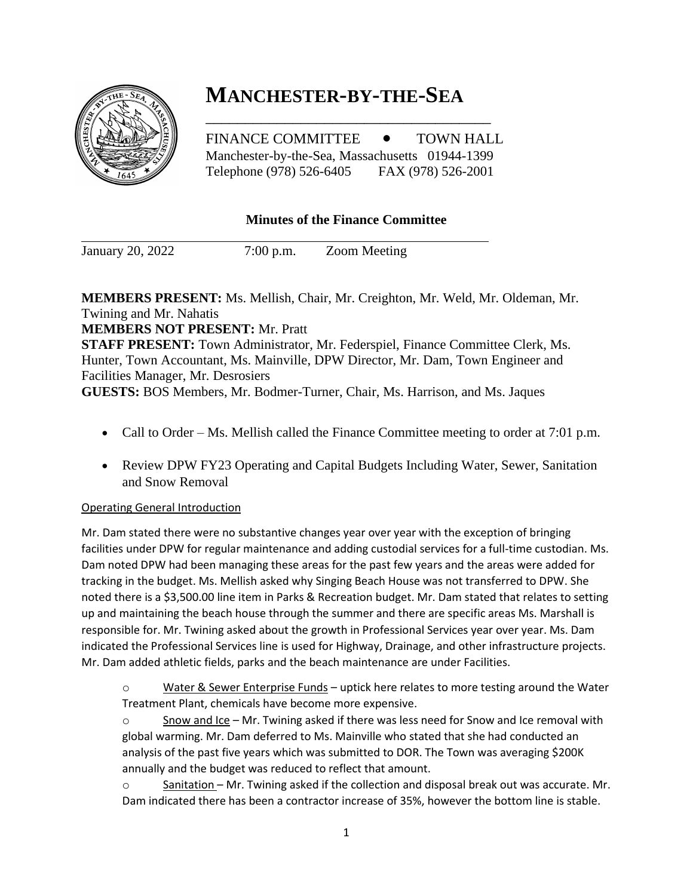# MANCHESTER-BY-THE-SEA

FINANCE COMMITTEE • TOWN HALL
Manchester-by-the-Sea, Massachusetts 01944-1399
Telephone (978) 526-6405 FAX (978) 526-2001

## Minutes of the Finance Committee

January 20, 2022 7:00 p.m. Zoom Meeting

**MEMBERS PRESENT:** Ms. Mellish, Chair, Mr. Creighton, Mr. Weld, Mr. Oldeman, Mr. Twining and Mr. Nahatis
**MEMBERS NOT PRESENT:** Mr. Pratt
**STAFF PRESENT:** Town Administrator, Mr. Federspiel, Finance Committee Clerk, Ms. Hunter, Town Accountant, Ms. Mainville, DPW Director, Mr. Dam, Town Engineer and Facilities Manager, Mr. Desrosiers
**GUESTS:** BOS Members, Mr. Bodmer-Turner, Chair, Ms. Harrison, and Ms. Jaques

- Call to Order – Ms. Mellish called the Finance Committee meeting to order at 7:01 p.m.
- Review DPW FY23 Operating and Capital Budgets Including Water, Sewer, Sanitation and Snow Removal

Operating General Introduction

Mr. Dam stated there were no substantive changes year over year with the exception of bringing facilities under DPW for regular maintenance and adding custodial services for a full-time custodian. Ms. Dam noted DPW had been managing these areas for the past few years and the areas were added for tracking in the budget. Ms. Mellish asked why Singing Beach House was not transferred to DPW. She noted there is a $3,500.00 line item in Parks & Recreation budget. Mr. Dam stated that relates to setting up and maintaining the beach house through the summer and there are specific areas Ms. Marshall is responsible for. Mr. Twining asked about the growth in Professional Services year over year. Ms. Dam indicated the Professional Services line is used for Highway, Drainage, and other infrastructure projects. Mr. Dam added athletic fields, parks and the beach maintenance are under Facilities.

- Water & Sewer Enterprise Funds – uptick here relates to more testing around the Water Treatment Plant, chemicals have become more expensive.
- Snow and Ice – Mr. Twining asked if there was less need for Snow and Ice removal with global warming. Mr. Dam deferred to Ms. Mainville who stated that she had conducted an analysis of the past five years which was submitted to DOR. The Town was averaging $200K annually and the budget was reduced to reflect that amount.
- Sanitation – Mr. Twining asked if the collection and disposal break out was accurate. Mr. Dam indicated there has been a contractor increase of 35%, however the bottom line is stable.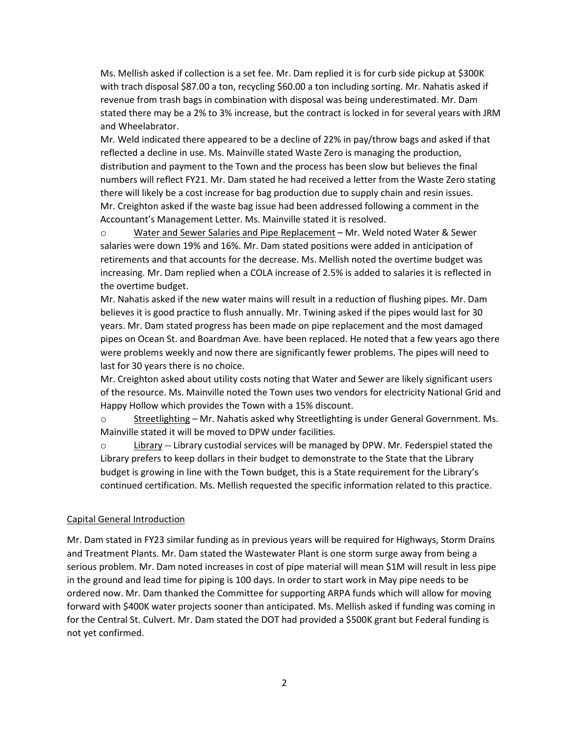Ms. Mellish asked if collection is a set fee. Mr. Dam replied it is for curb side pickup at $300K with trach disposal $87.00 a ton, recycling $60.00 a ton including sorting. Mr. Nahatis asked if revenue from trash bags in combination with disposal was being underestimated. Mr. Dam stated there may be a 2% to 3% increase, but the contract is locked in for several years with JRM and Wheelabrator.

Mr. Weld indicated there appeared to be a decline of 22% in pay/throw bags and asked if that reflected a decline in use. Ms. Mainville stated Waste Zero is managing the production, distribution and payment to the Town and the process has been slow but believes the final numbers will reflect FY21. Mr. Dam stated he had received a letter from the Waste Zero stating there will likely be a cost increase for bag production due to supply chain and resin issues. Mr. Creighton asked if the waste bag issue had been addressed following a comment in the Accountant's Management Letter. Ms. Mainville stated it is resolved.

- Water and Sewer Salaries and Pipe Replacement – Mr. Weld noted Water & Sewer salaries were down 19% and 16%. Mr. Dam stated positions were added in anticipation of retirements and that accounts for the decrease. Ms. Mellish noted the overtime budget was increasing. Mr. Dam replied when a COLA increase of 2.5% is added to salaries it is reflected in the overtime budget.

  Mr. Nahatis asked if the new water mains will result in a reduction of flushing pipes. Mr. Dam believes it is good practice to flush annually. Mr. Twining asked if the pipes would last for 30 years. Mr. Dam stated progress has been made on pipe replacement and the most damaged pipes on Ocean St. and Boardman Ave. have been replaced. He noted that a few years ago there were problems weekly and now there are significantly fewer problems. The pipes will need to last for 30 years there is no choice.

  Mr. Creighton asked about utility costs noting that Water and Sewer are likely significant users of the resource. Ms. Mainville noted the Town uses two vendors for electricity National Grid and Happy Hollow which provides the Town with a 15% discount.

- Streetlighting – Mr. Nahatis asked why Streetlighting is under General Government. Ms. Mainville stated it will be moved to DPW under facilities.

- Library -- Library custodial services will be managed by DPW. Mr. Federspiel stated the Library prefers to keep dollars in their budget to demonstrate to the State that the Library budget is growing in line with the Town budget, this is a State requirement for the Library's continued certification. Ms. Mellish requested the specific information related to this practice.

Capital General Introduction

Mr. Dam stated in FY23 similar funding as in previous years will be required for Highways, Storm Drains and Treatment Plants. Mr. Dam stated the Wastewater Plant is one storm surge away from being a serious problem. Mr. Dam noted increases in cost of pipe material will mean $1M will result in less pipe in the ground and lead time for piping is 100 days. In order to start work in May pipe needs to be ordered now. Mr. Dam thanked the Committee for supporting ARPA funds which will allow for moving forward with $400K water projects sooner than anticipated. Ms. Mellish asked if funding was coming in for the Central St. Culvert. Mr. Dam stated the DOT had provided a $500K grant but Federal funding is not yet confirmed.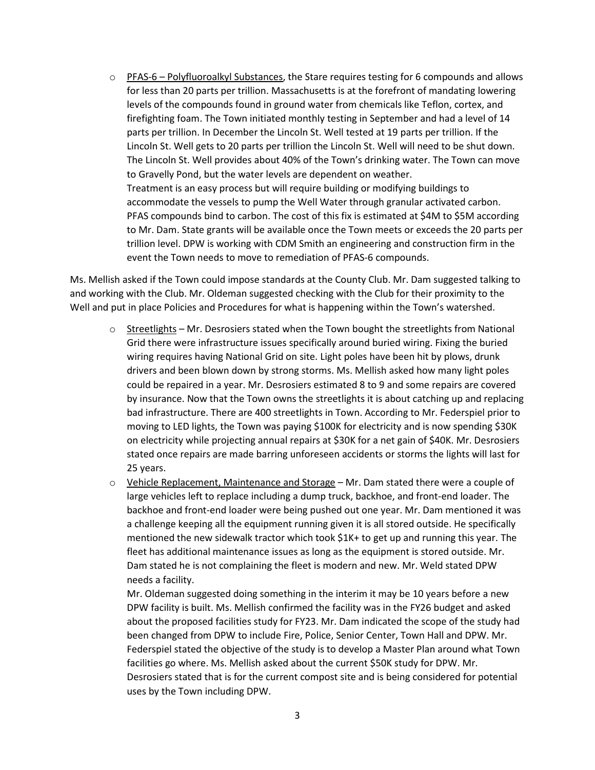- PFAS-6 – Polyfluoroalkyl Substances, the Stare requires testing for 6 compounds and allows for less than 20 parts per trillion. Massachusetts is at the forefront of mandating lowering levels of the compounds found in ground water from chemicals like Teflon, cortex, and firefighting foam. The Town initiated monthly testing in September and had a level of 14 parts per trillion. In December the Lincoln St. Well tested at 19 parts per trillion. If the Lincoln St. Well gets to 20 parts per trillion the Lincoln St. Well will need to be shut down. The Lincoln St. Well provides about 40% of the Town's drinking water. The Town can move to Gravelly Pond, but the water levels are dependent on weather.
  Treatment is an easy process but will require building or modifying buildings to accommodate the vessels to pump the Well Water through granular activated carbon. PFAS compounds bind to carbon. The cost of this fix is estimated at $4M to $5M according to Mr. Dam. State grants will be available once the Town meets or exceeds the 20 parts per trillion level. DPW is working with CDM Smith an engineering and construction firm in the event the Town needs to move to remediation of PFAS-6 compounds.

Ms. Mellish asked if the Town could impose standards at the County Club. Mr. Dam suggested talking to and working with the Club. Mr. Oldeman suggested checking with the Club for their proximity to the Well and put in place Policies and Procedures for what is happening within the Town's watershed.

- Streetlights – Mr. Desrosiers stated when the Town bought the streetlights from National Grid there were infrastructure issues specifically around buried wiring. Fixing the buried wiring requires having National Grid on site. Light poles have been hit by plows, drunk drivers and been blown down by strong storms. Ms. Mellish asked how many light poles could be repaired in a year. Mr. Desrosiers estimated 8 to 9 and some repairs are covered by insurance. Now that the Town owns the streetlights it is about catching up and replacing bad infrastructure. There are 400 streetlights in Town. According to Mr. Federspiel prior to moving to LED lights, the Town was paying $100K for electricity and is now spending $30K on electricity while projecting annual repairs at $30K for a net gain of $40K. Mr. Desrosiers stated once repairs are made barring unforeseen accidents or storms the lights will last for 25 years.
- Vehicle Replacement, Maintenance and Storage – Mr. Dam stated there were a couple of large vehicles left to replace including a dump truck, backhoe, and front-end loader. The backhoe and front-end loader were being pushed out one year. Mr. Dam mentioned it was a challenge keeping all the equipment running given it is all stored outside. He specifically mentioned the new sidewalk tractor which took $1K+ to get up and running this year. The fleet has additional maintenance issues as long as the equipment is stored outside. Mr. Dam stated he is not complaining the fleet is modern and new. Mr. Weld stated DPW needs a facility.
  Mr. Oldeman suggested doing something in the interim it may be 10 years before a new DPW facility is built. Ms. Mellish confirmed the facility was in the FY26 budget and asked about the proposed facilities study for FY23. Mr. Dam indicated the scope of the study had been changed from DPW to include Fire, Police, Senior Center, Town Hall and DPW. Mr. Federspiel stated the objective of the study is to develop a Master Plan around what Town facilities go where. Ms. Mellish asked about the current $50K study for DPW. Mr. Desrosiers stated that is for the current compost site and is being considered for potential uses by the Town including DPW.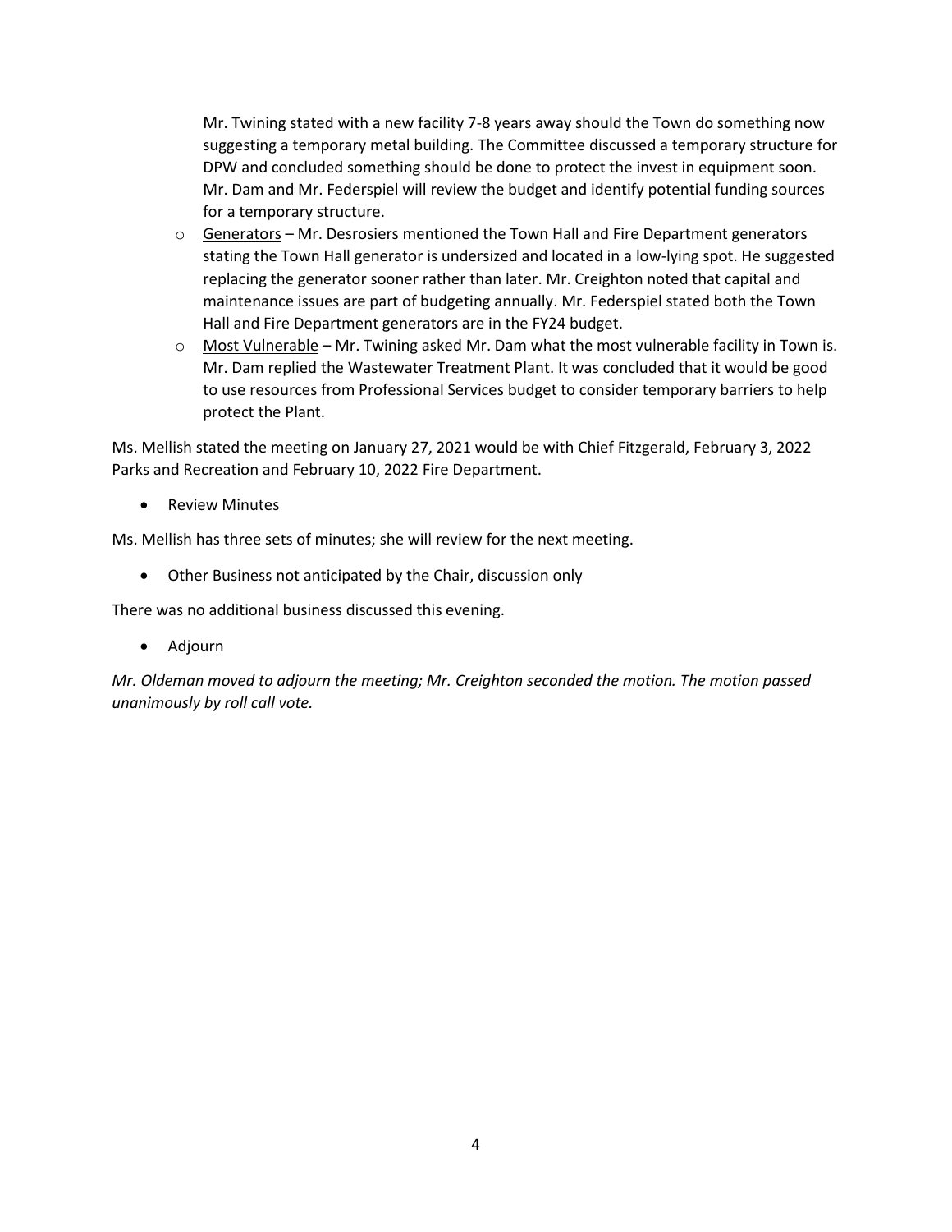Mr. Twining stated with a new facility 7-8 years away should the Town do something now suggesting a temporary metal building. The Committee discussed a temporary structure for DPW and concluded something should be done to protect the invest in equipment soon. Mr. Dam and Mr. Federspiel will review the budget and identify potential funding sources for a temporary structure.

- Generators – Mr. Desrosiers mentioned the Town Hall and Fire Department generators stating the Town Hall generator is undersized and located in a low-lying spot. He suggested replacing the generator sooner rather than later. Mr. Creighton noted that capital and maintenance issues are part of budgeting annually. Mr. Federspiel stated both the Town Hall and Fire Department generators are in the FY24 budget.
- Most Vulnerable – Mr. Twining asked Mr. Dam what the most vulnerable facility in Town is. Mr. Dam replied the Wastewater Treatment Plant. It was concluded that it would be good to use resources from Professional Services budget to consider temporary barriers to help protect the Plant.

Ms. Mellish stated the meeting on January 27, 2021 would be with Chief Fitzgerald, February 3, 2022 Parks and Recreation and February 10, 2022 Fire Department.

- Review Minutes

Ms. Mellish has three sets of minutes; she will review for the next meeting.

- Other Business not anticipated by the Chair, discussion only

There was no additional business discussed this evening.

- Adjourn

*Mr. Oldeman moved to adjourn the meeting; Mr. Creighton seconded the motion. The motion passed unanimously by roll call vote.*